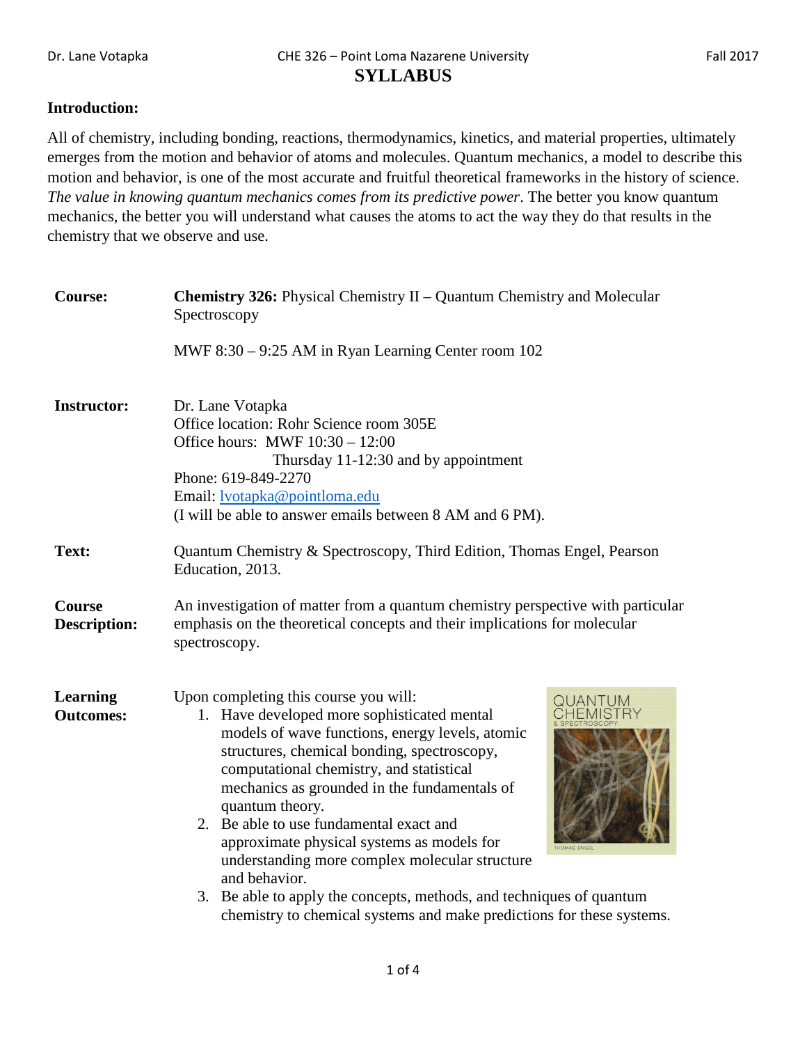Dr. Lane Votapka | CHE 326 – Point Loma Nazarene University | Fall 2017

# SYLLABUS

**Introduction:**

All of chemistry, including bonding, reactions, thermodynamics, kinetics, and material properties, ultimately emerges from the motion and behavior of atoms and molecules. Quantum mechanics, a model to describe this motion and behavior, is one of the most accurate and fruitful theoretical frameworks in the history of science. *The value in knowing quantum mechanics comes from its predictive power*. The better you know quantum mechanics, the better you will understand what causes the atoms to act the way they do that results in the chemistry that we observe and use.

**Course:** **Chemistry 326:** Physical Chemistry II – Quantum Chemistry and Molecular Spectroscopy

MWF 8:30 – 9:25 AM in Ryan Learning Center room 102

**Instructor:** Dr. Lane Votapka
Office location: Rohr Science room 305E
Office hours: MWF 10:30 – 12:00
Thursday 11-12:30 and by appointment
Phone: 619-849-2270
Email: lvotapka@pointloma.edu
(I will be able to answer emails between 8 AM and 6 PM).

**Text:** Quantum Chemistry & Spectroscopy, Third Edition, Thomas Engel, Pearson Education, 2013.

**Course Description:** An investigation of matter from a quantum chemistry perspective with particular emphasis on the theoretical concepts and their implications for molecular spectroscopy.

**Learning Outcomes:** Upon completing this course you will:

1. Have developed more sophisticated mental models of wave functions, energy levels, atomic structures, chemical bonding, spectroscopy, computational chemistry, and statistical mechanics as grounded in the fundamentals of quantum theory.
2. Be able to use fundamental exact and approximate physical systems as models for understanding more complex molecular structure and behavior.
3. Be able to apply the concepts, methods, and techniques of quantum chemistry to chemical systems and make predictions for these systems.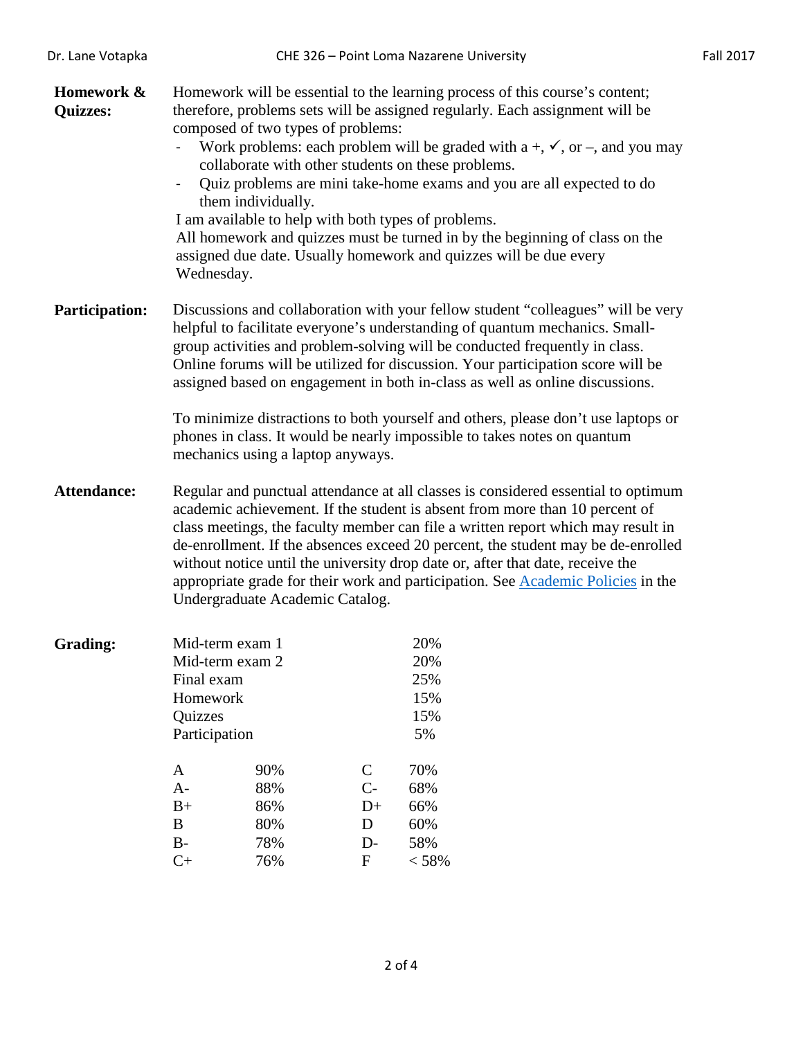**Homework & Quizzes:**

Homework will be essential to the learning process of this course's content; therefore, problems sets will be assigned regularly. Each assignment will be composed of two types of problems:

- Work problems: each problem will be graded with a +, ✓, or –, and you may collaborate with other students on these problems.
- Quiz problems are mini take-home exams and you are all expected to do them individually.

I am available to help with both types of problems.
All homework and quizzes must be turned in by the beginning of class on the assigned due date. Usually homework and quizzes will be due every Wednesday.

**Participation:**

Discussions and collaboration with your fellow student "colleagues" will be very helpful to facilitate everyone's understanding of quantum mechanics. Small-group activities and problem-solving will be conducted frequently in class. Online forums will be utilized for discussion. Your participation score will be assigned based on engagement in both in-class as well as online discussions.

To minimize distractions to both yourself and others, please don't use laptops or phones in class. It would be nearly impossible to takes notes on quantum mechanics using a laptop anyways.

**Attendance:**

Regular and punctual attendance at all classes is considered essential to optimum academic achievement. If the student is absent from more than 10 percent of class meetings, the faculty member can file a written report which may result in de-enrollment. If the absences exceed 20 percent, the student may be de-enrolled without notice until the university drop date or, after that date, receive the appropriate grade for their work and participation. See [Academic Policies] in the Undergraduate Academic Catalog.

**Grading:**

| Component | Weight |
|---|---|
| Mid-term exam 1 | 20% |
| Mid-term exam 2 | 20% |
| Final exam | 25% |
| Homework | 15% |
| Quizzes | 15% |
| Participation | 5% |

| Grade | Cutoff | Grade | Cutoff |
|---|---|---|---|
| A | 90% | C | 70% |
| A- | 88% | C- | 68% |
| B+ | 86% | D+ | 66% |
| B | 80% | D | 60% |
| B- | 78% | D- | 58% |
| C+ | 76% | F | < 58% |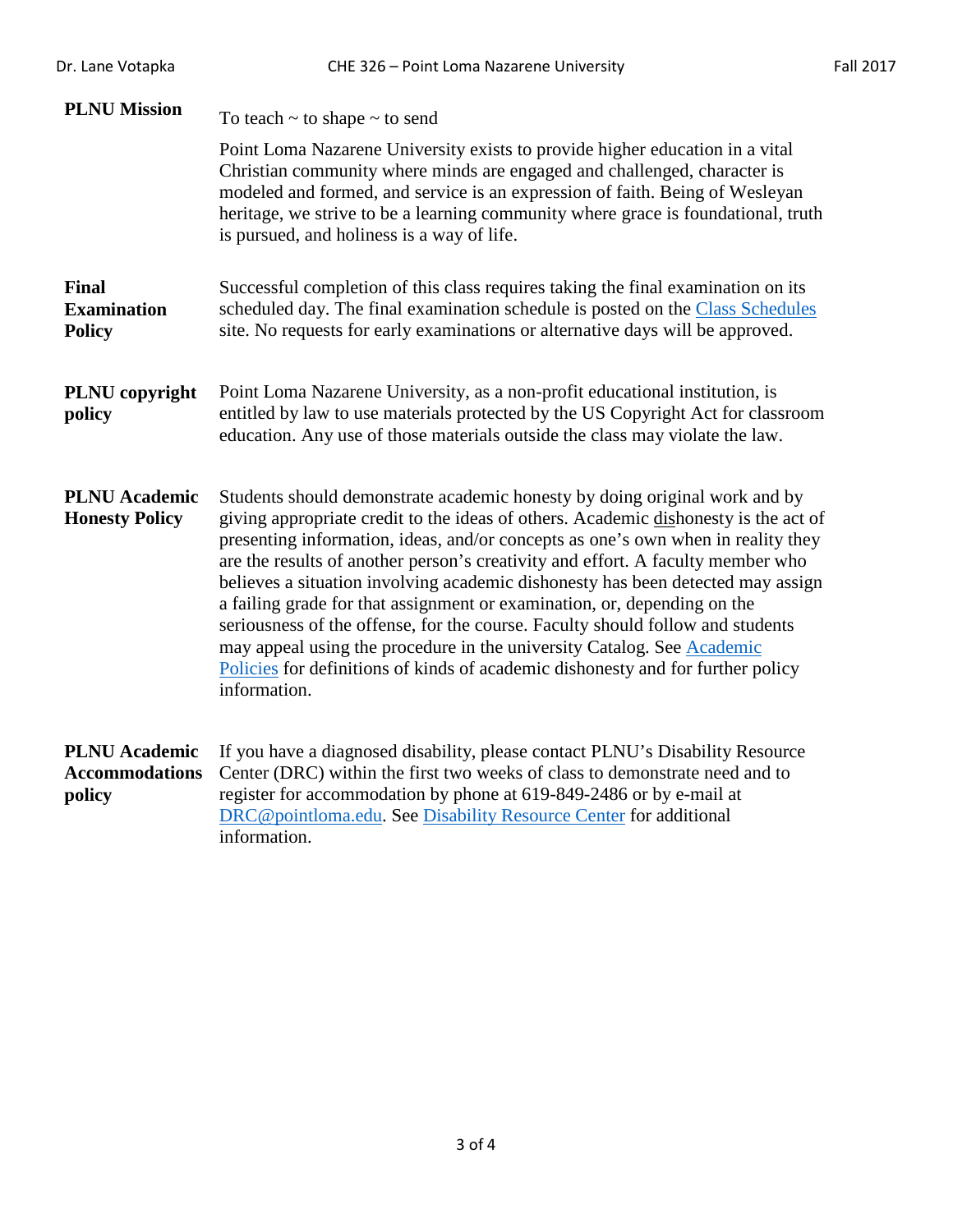**PLNU Mission**

To teach ~ to shape ~ to send

Point Loma Nazarene University exists to provide higher education in a vital Christian community where minds are engaged and challenged, character is modeled and formed, and service is an expression of faith. Being of Wesleyan heritage, we strive to be a learning community where grace is foundational, truth is pursued, and holiness is a way of life.

**Final Examination Policy**

Successful completion of this class requires taking the final examination on its scheduled day. The final examination schedule is posted on the [Class Schedules](#) site. No requests for early examinations or alternative days will be approved.

**PLNU copyright policy**

Point Loma Nazarene University, as a non-profit educational institution, is entitled by law to use materials protected by the US Copyright Act for classroom education. Any use of those materials outside the class may violate the law.

**PLNU Academic Honesty Policy**

Students should demonstrate academic honesty by doing original work and by giving appropriate credit to the ideas of others. Academic <u>dis</u>honesty is the act of presenting information, ideas, and/or concepts as one's own when in reality they are the results of another person's creativity and effort. A faculty member who believes a situation involving academic dishonesty has been detected may assign a failing grade for that assignment or examination, or, depending on the seriousness of the offense, for the course. Faculty should follow and students may appeal using the procedure in the university Catalog. See [Academic Policies](#) for definitions of kinds of academic dishonesty and for further policy information.

**PLNU Academic Accommodations policy**

If you have a diagnosed disability, please contact PLNU's Disability Resource Center (DRC) within the first two weeks of class to demonstrate need and to register for accommodation by phone at 619-849-2486 or by e-mail at [DRC@pointloma.edu](mailto:DRC@pointloma.edu). See [Disability Resource Center](#) for additional information.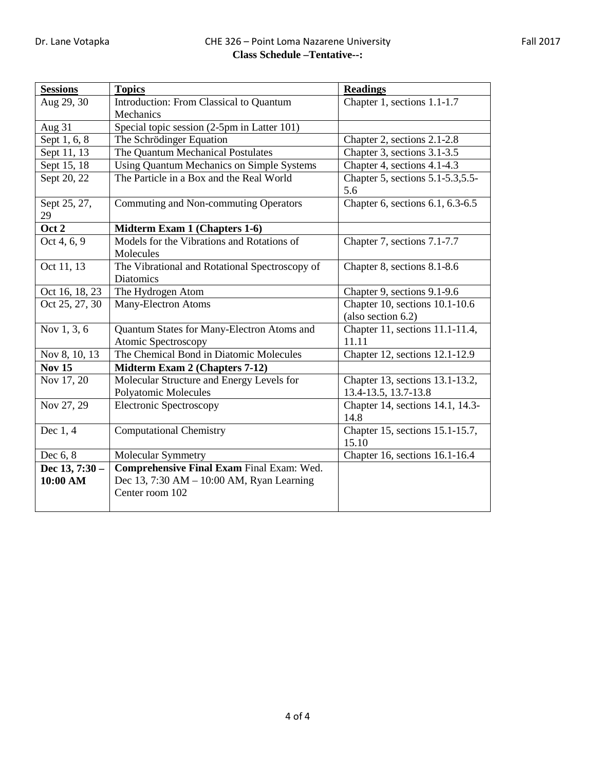**Class Schedule –Tentative--:**

| **Sessions** | **Topics** | **Readings** |
|---|---|---|
| Aug 29, 30 | Introduction: From Classical to Quantum Mechanics | Chapter 1, sections 1.1-1.7 |
| Aug 31 | Special topic session (2-5pm in Latter 101) | |
| Sept 1, 6, 8 | The Schrödinger Equation | Chapter 2, sections 2.1-2.8 |
| Sept 11, 13 | The Quantum Mechanical Postulates | Chapter 3, sections 3.1-3.5 |
| Sept 15, 18 | Using Quantum Mechanics on Simple Systems | Chapter 4, sections 4.1-4.3 |
| Sept 20, 22 | The Particle in a Box and the Real World | Chapter 5, sections 5.1-5.3,5.5-5.6 |
| Sept 25, 27, 29 | Commuting and Non-commuting Operators | Chapter 6, sections 6.1, 6.3-6.5 |
| **Oct 2** | **Midterm Exam 1 (Chapters 1-6)** | |
| Oct 4, 6, 9 | Models for the Vibrations and Rotations of Molecules | Chapter 7, sections 7.1-7.7 |
| Oct 11, 13 | The Vibrational and Rotational Spectroscopy of Diatomics | Chapter 8, sections 8.1-8.6 |
| Oct 16, 18, 23 | The Hydrogen Atom | Chapter 9, sections 9.1-9.6 |
| Oct 25, 27, 30 | Many-Electron Atoms | Chapter 10, sections 10.1-10.6 (also section 6.2) |
| Nov 1, 3, 6 | Quantum States for Many-Electron Atoms and Atomic Spectroscopy | Chapter 11, sections 11.1-11.4, 11.11 |
| Nov 8, 10, 13 | The Chemical Bond in Diatomic Molecules | Chapter 12, sections 12.1-12.9 |
| **Nov 15** | **Midterm Exam 2 (Chapters 7-12)** | |
| Nov 17, 20 | Molecular Structure and Energy Levels for Polyatomic Molecules | Chapter 13, sections 13.1-13.2, 13.4-13.5, 13.7-13.8 |
| Nov 27, 29 | Electronic Spectroscopy | Chapter 14, sections 14.1, 14.3-14.8 |
| Dec 1, 4 | Computational Chemistry | Chapter 15, sections 15.1-15.7, 15.10 |
| Dec 6, 8 | Molecular Symmetry | Chapter 16, sections 16.1-16.4 |
| **Dec 13, 7:30 – 10:00 AM** | **Comprehensive Final Exam** Final Exam: Wed. Dec 13, 7:30 AM – 10:00 AM, Ryan Learning Center room 102 | |